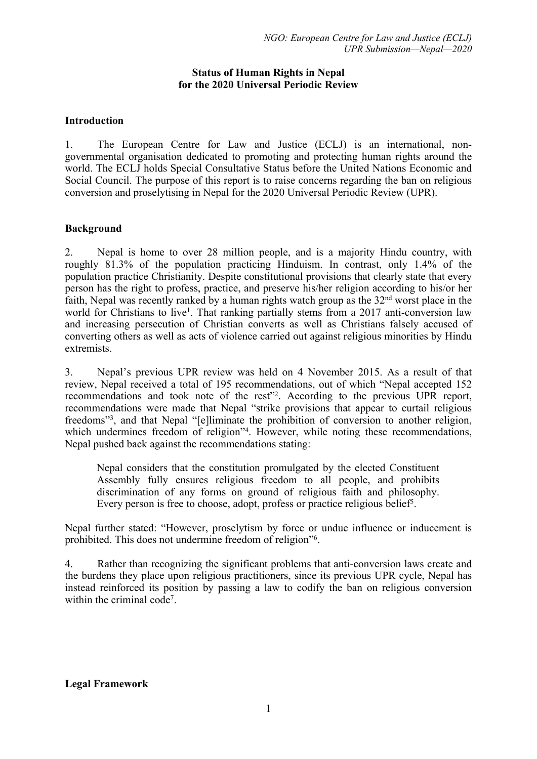# Status of Human Rights in Nepal for the 2020 Universal Periodic Review

## Introduction

1. The European Centre for Law and Justice (ECLJ) is an international, non-governmental organisation dedicated to promoting and protecting human rights around the world. The ECLJ holds Special Consultative Status before the United Nations Economic and Social Council. The purpose of this report is to raise concerns regarding the ban on religious conversion and proselytising in Nepal for the 2020 Universal Periodic Review (UPR).

## Background

2. Nepal is home to over 28 million people, and is a majority Hindu country, with roughly 81.3% of the population practicing Hinduism. In contrast, only 1.4% of the population practice Christianity. Despite constitutional provisions that clearly state that every person has the right to profess, practice, and preserve his/her religion according to his/or her faith, Nepal was recently ranked by a human rights watch group as the 32nd worst place in the world for Christians to live[1]. That ranking partially stems from a 2017 anti-conversion law and increasing persecution of Christian converts as well as Christians falsely accused of converting others as well as acts of violence carried out against religious minorities by Hindu extremists.

3. Nepal's previous UPR review was held on 4 November 2015. As a result of that review, Nepal received a total of 195 recommendations, out of which "Nepal accepted 152 recommendations and took note of the rest"[2]. According to the previous UPR report, recommendations were made that Nepal "strike provisions that appear to curtail religious freedoms"[3], and that Nepal "[e]liminate the prohibition of conversion to another religion, which undermines freedom of religion"[4]. However, while noting these recommendations, Nepal pushed back against the recommendations stating:

> Nepal considers that the constitution promulgated by the elected Constituent Assembly fully ensures religious freedom to all people, and prohibits discrimination of any forms on ground of religious faith and philosophy. Every person is free to choose, adopt, profess or practice religious belief[5].

Nepal further stated: "However, proselytism by force or undue influence or inducement is prohibited. This does not undermine freedom of religion"[6].

4. Rather than recognizing the significant problems that anti-conversion laws create and the burdens they place upon religious practitioners, since its previous UPR cycle, Nepal has instead reinforced its position by passing a law to codify the ban on religious conversion within the criminal code[7].

## Legal Framework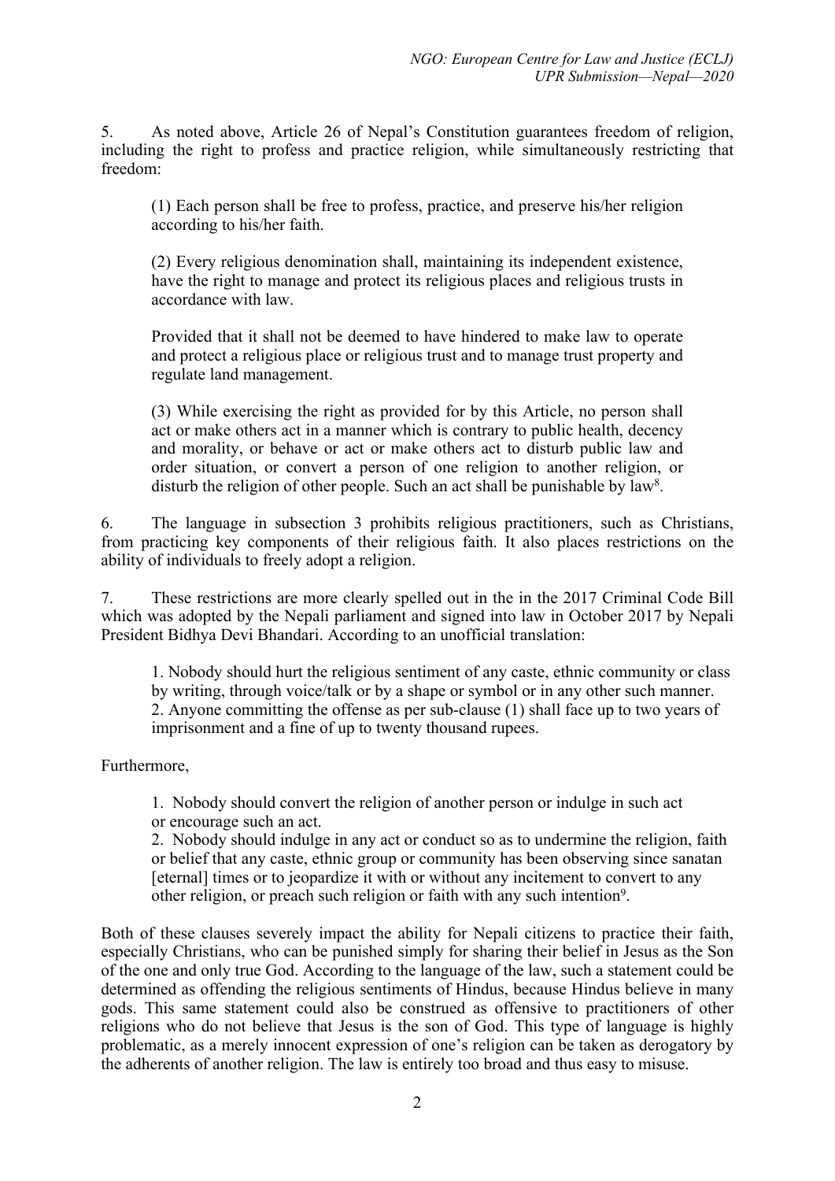5. As noted above, Article 26 of Nepal's Constitution guarantees freedom of religion, including the right to profess and practice religion, while simultaneously restricting that freedom:

> (1) Each person shall be free to profess, practice, and preserve his/her religion according to his/her faith.
>
> (2) Every religious denomination shall, maintaining its independent existence, have the right to manage and protect its religious places and religious trusts in accordance with law.
>
> Provided that it shall not be deemed to have hindered to make law to operate and protect a religious place or religious trust and to manage trust property and regulate land management.
>
> (3) While exercising the right as provided for by this Article, no person shall act or make others act in a manner which is contrary to public health, decency and morality, or behave or act or make others act to disturb public law and order situation, or convert a person of one religion to another religion, or disturb the religion of other people. Such an act shall be punishable by law[8].

6. The language in subsection 3 prohibits religious practitioners, such as Christians, from practicing key components of their religious faith. It also places restrictions on the ability of individuals to freely adopt a religion.

7. These restrictions are more clearly spelled out in the in the 2017 Criminal Code Bill which was adopted by the Nepali parliament and signed into law in October 2017 by Nepali President Bidhya Devi Bhandari. According to an unofficial translation:

> 1. Nobody should hurt the religious sentiment of any caste, ethnic community or class by writing, through voice/talk or by a shape or symbol or in any other such manner.
> 2. Anyone committing the offense as per sub-clause (1) shall face up to two years of imprisonment and a fine of up to twenty thousand rupees.

Furthermore,

> 1. Nobody should convert the religion of another person or indulge in such act or encourage such an act.
> 2. Nobody should indulge in any act or conduct so as to undermine the religion, faith or belief that any caste, ethnic group or community has been observing since sanatan [eternal] times or to jeopardize it with or without any incitement to convert to any other religion, or preach such religion or faith with any such intention[9].

Both of these clauses severely impact the ability for Nepali citizens to practice their faith, especially Christians, who can be punished simply for sharing their belief in Jesus as the Son of the one and only true God. According to the language of the law, such a statement could be determined as offending the religious sentiments of Hindus, because Hindus believe in many gods. This same statement could also be construed as offensive to practitioners of other religions who do not believe that Jesus is the son of God. This type of language is highly problematic, as a merely innocent expression of one's religion can be taken as derogatory by the adherents of another religion. The law is entirely too broad and thus easy to misuse.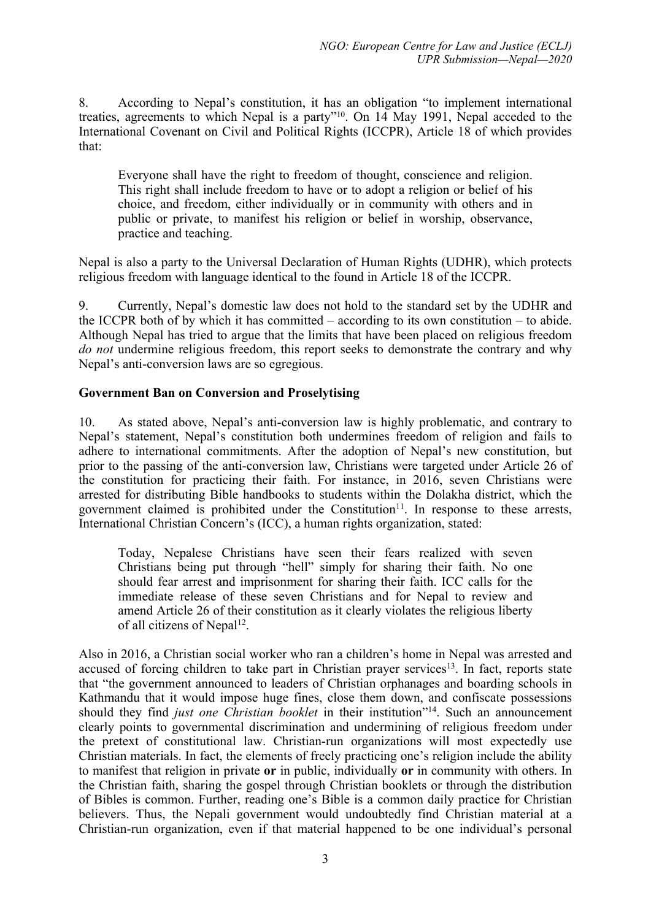8. According to Nepal's constitution, it has an obligation "to implement international treaties, agreements to which Nepal is a party"[10]. On 14 May 1991, Nepal acceded to the International Covenant on Civil and Political Rights (ICCPR), Article 18 of which provides that:

> Everyone shall have the right to freedom of thought, conscience and religion. This right shall include freedom to have or to adopt a religion or belief of his choice, and freedom, either individually or in community with others and in public or private, to manifest his religion or belief in worship, observance, practice and teaching.

Nepal is also a party to the Universal Declaration of Human Rights (UDHR), which protects religious freedom with language identical to the found in Article 18 of the ICCPR.

9. Currently, Nepal's domestic law does not hold to the standard set by the UDHR and the ICCPR both of by which it has committed – according to its own constitution – to abide. Although Nepal has tried to argue that the limits that have been placed on religious freedom *do not* undermine religious freedom, this report seeks to demonstrate the contrary and why Nepal's anti-conversion laws are so egregious.

**Government Ban on Conversion and Proselytising**

10. As stated above, Nepal's anti-conversion law is highly problematic, and contrary to Nepal's statement, Nepal's constitution both undermines freedom of religion and fails to adhere to international commitments. After the adoption of Nepal's new constitution, but prior to the passing of the anti-conversion law, Christians were targeted under Article 26 of the constitution for practicing their faith. For instance, in 2016, seven Christians were arrested for distributing Bible handbooks to students within the Dolakha district, which the government claimed is prohibited under the Constitution[11]. In response to these arrests, International Christian Concern's (ICC), a human rights organization, stated:

> Today, Nepalese Christians have seen their fears realized with seven Christians being put through "hell" simply for sharing their faith. No one should fear arrest and imprisonment for sharing their faith. ICC calls for the immediate release of these seven Christians and for Nepal to review and amend Article 26 of their constitution as it clearly violates the religious liberty of all citizens of Nepal[12].

Also in 2016, a Christian social worker who ran a children's home in Nepal was arrested and accused of forcing children to take part in Christian prayer services[13]. In fact, reports state that "the government announced to leaders of Christian orphanages and boarding schools in Kathmandu that it would impose huge fines, close them down, and confiscate possessions should they find *just one Christian booklet* in their institution"[14]. Such an announcement clearly points to governmental discrimination and undermining of religious freedom under the pretext of constitutional law. Christian-run organizations will most expectedly use Christian materials. In fact, the elements of freely practicing one's religion include the ability to manifest that religion in private **or** in public, individually **or** in community with others. In the Christian faith, sharing the gospel through Christian booklets or through the distribution of Bibles is common. Further, reading one's Bible is a common daily practice for Christian believers. Thus, the Nepali government would undoubtedly find Christian material at a Christian-run organization, even if that material happened to be one individual's personal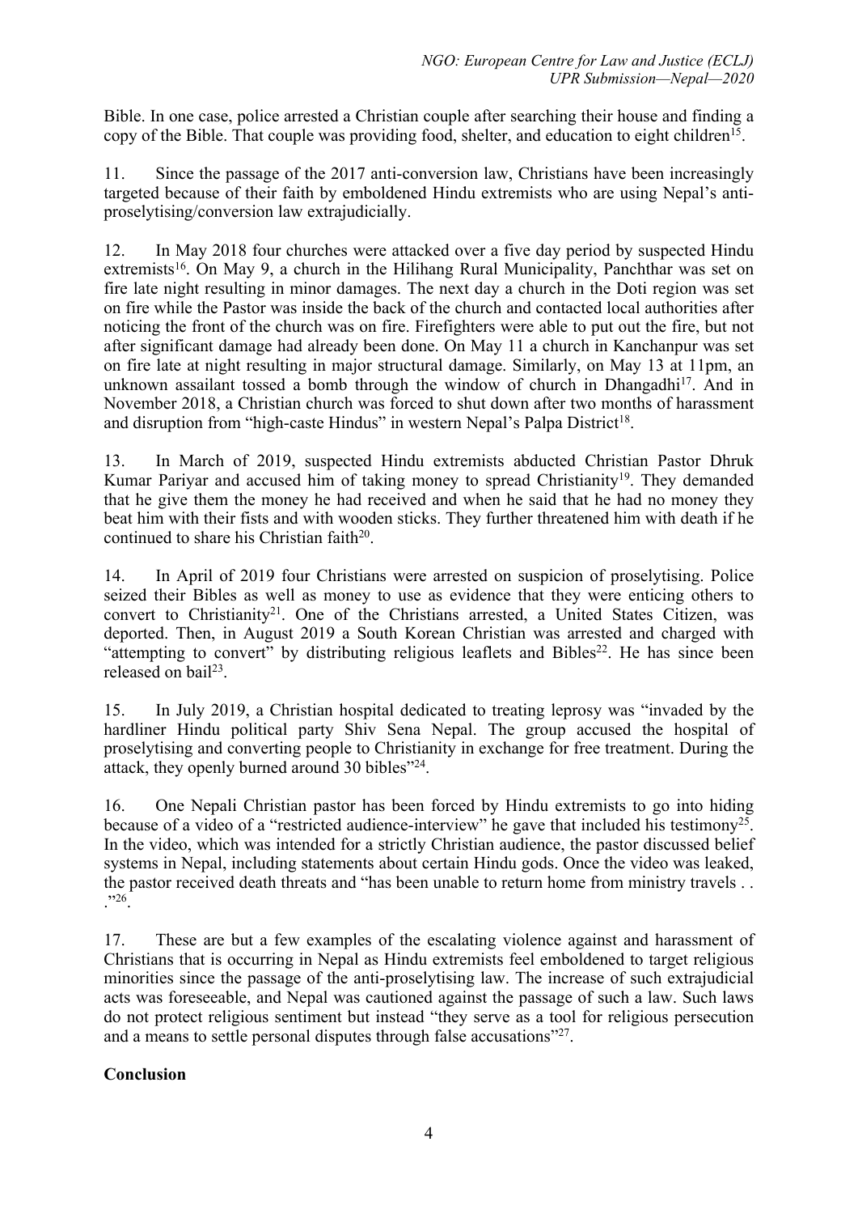Bible. In one case, police arrested a Christian couple after searching their house and finding a copy of the Bible. That couple was providing food, shelter, and education to eight children[15].

11. Since the passage of the 2017 anti-conversion law, Christians have been increasingly targeted because of their faith by emboldened Hindu extremists who are using Nepal's anti-proselytising/conversion law extrajudicially.

12. In May 2018 four churches were attacked over a five day period by suspected Hindu extremists[16]. On May 9, a church in the Hilihang Rural Municipality, Panchthar was set on fire late night resulting in minor damages. The next day a church in the Doti region was set on fire while the Pastor was inside the back of the church and contacted local authorities after noticing the front of the church was on fire. Firefighters were able to put out the fire, but not after significant damage had already been done. On May 11 a church in Kanchanpur was set on fire late at night resulting in major structural damage. Similarly, on May 13 at 11pm, an unknown assailant tossed a bomb through the window of church in Dhangadhi[17]. And in November 2018, a Christian church was forced to shut down after two months of harassment and disruption from "high-caste Hindus" in western Nepal's Palpa District[18].

13. In March of 2019, suspected Hindu extremists abducted Christian Pastor Dhruk Kumar Pariyar and accused him of taking money to spread Christianity[19]. They demanded that he give them the money he had received and when he said that he had no money they beat him with their fists and with wooden sticks. They further threatened him with death if he continued to share his Christian faith[20].

14. In April of 2019 four Christians were arrested on suspicion of proselytising. Police seized their Bibles as well as money to use as evidence that they were enticing others to convert to Christianity[21]. One of the Christians arrested, a United States Citizen, was deported. Then, in August 2019 a South Korean Christian was arrested and charged with "attempting to convert" by distributing religious leaflets and Bibles[22]. He has since been released on bail[23].

15. In July 2019, a Christian hospital dedicated to treating leprosy was "invaded by the hardliner Hindu political party Shiv Sena Nepal. The group accused the hospital of proselytising and converting people to Christianity in exchange for free treatment. During the attack, they openly burned around 30 bibles"[24].

16. One Nepali Christian pastor has been forced by Hindu extremists to go into hiding because of a video of a "restricted audience-interview" he gave that included his testimony[25]. In the video, which was intended for a strictly Christian audience, the pastor discussed belief systems in Nepal, including statements about certain Hindu gods. Once the video was leaked, the pastor received death threats and "has been unable to return home from ministry travels . . ."[26].

17. These are but a few examples of the escalating violence against and harassment of Christians that is occurring in Nepal as Hindu extremists feel emboldened to target religious minorities since the passage of the anti-proselytising law. The increase of such extrajudicial acts was foreseeable, and Nepal was cautioned against the passage of such a law. Such laws do not protect religious sentiment but instead "they serve as a tool for religious persecution and a means to settle personal disputes through false accusations"[27].

**Conclusion**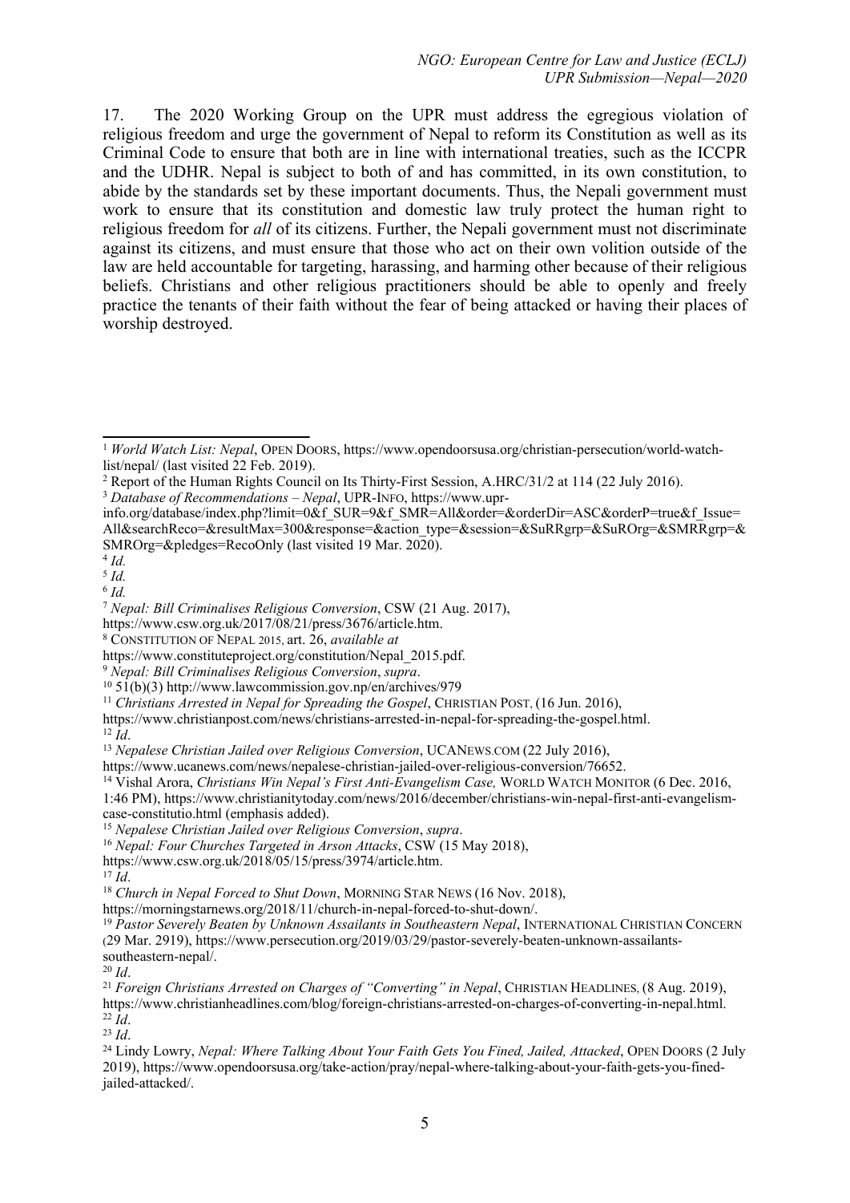17. The 2020 Working Group on the UPR must address the egregious violation of religious freedom and urge the government of Nepal to reform its Constitution as well as its Criminal Code to ensure that both are in line with international treaties, such as the ICCPR and the UDHR. Nepal is subject to both of and has committed, in its own constitution, to abide by the standards set by these important documents. Thus, the Nepali government must work to ensure that its constitution and domestic law truly protect the human right to religious freedom for *all* of its citizens. Further, the Nepali government must not discriminate against its citizens, and must ensure that those who act on their own volition outside of the law are held accountable for targeting, harassing, and harming other because of their religious beliefs. Christians and other religious practitioners should be able to openly and freely practice the tenants of their faith without the fear of being attacked or having their places of worship destroyed.

---

[1] *World Watch List: Nepal*, OPEN DOORS, https://www.opendoorsusa.org/christian-persecution/world-watch-list/nepal/ (last visited 22 Feb. 2019).

[2] Report of the Human Rights Council on Its Thirty-First Session, A.HRC/31/2 at 114 (22 July 2016).

[3] *Database of Recommendations – Nepal*, UPR-INFO, https://www.upr-info.org/database/index.php?limit=0&f_SUR=9&f_SMR=All&order=&orderDir=ASC&orderP=true&f_Issue=All&searchReco=&resultMax=300&response=&action_type=&session=&SuRRgrp=&SuROrg=&SMRRgrp=&SMROrg=&pledges=RecoOnly (last visited 19 Mar. 2020).

[4] *Id.*

[5] *Id.*

[6] *Id.*

[7] *Nepal: Bill Criminalises Religious Conversion*, CSW (21 Aug. 2017), https://www.csw.org.uk/2017/08/21/press/3676/article.htm.

[8] CONSTITUTION OF NEPAL 2015, art. 26, *available at* https://www.constituteproject.org/constitution/Nepal_2015.pdf.

[9] *Nepal: Bill Criminalises Religious Conversion*, *supra*.

[10] 51(b)(3) http://www.lawcommission.gov.np/en/archives/979

[11] *Christians Arrested in Nepal for Spreading the Gospel*, CHRISTIAN POST, (16 Jun. 2016), https://www.christianpost.com/news/christians-arrested-in-nepal-for-spreading-the-gospel.html.

[12] *Id*.

[13] *Nepalese Christian Jailed over Religious Conversion*, UCANEWS.COM (22 July 2016), https://www.ucanews.com/news/nepalese-christian-jailed-over-religious-conversion/76652.

[14] Vishal Arora, *Christians Win Nepal's First Anti-Evangelism Case,* WORLD WATCH MONITOR (6 Dec. 2016, 1:46 PM), https://www.christianitytoday.com/news/2016/december/christians-win-nepal-first-anti-evangelism-case-constitutio.html (emphasis added).

[15] *Nepalese Christian Jailed over Religious Conversion*, *supra*.

[16] *Nepal: Four Churches Targeted in Arson Attacks*, CSW (15 May 2018), https://www.csw.org.uk/2018/05/15/press/3974/article.htm.

[17] *Id*.

[18] *Church in Nepal Forced to Shut Down*, MORNING STAR NEWS (16 Nov. 2018), https://morningstarnews.org/2018/11/church-in-nepal-forced-to-shut-down/.

[19] *Pastor Severely Beaten by Unknown Assailants in Southeastern Nepal*, INTERNATIONAL CHRISTIAN CONCERN (29 Mar. 2919), https://www.persecution.org/2019/03/29/pastor-severely-beaten-unknown-assailants-southeastern-nepal/.

[20] *Id*.

[21] *Foreign Christians Arrested on Charges of "Converting" in Nepal*, CHRISTIAN HEADLINES, (8 Aug. 2019), https://www.christianheadlines.com/blog/foreign-christians-arrested-on-charges-of-converting-in-nepal.html.

[22] *Id*.

[23] *Id*.

[24] Lindy Lowry, *Nepal: Where Talking About Your Faith Gets You Fined, Jailed, Attacked*, OPEN DOORS (2 July 2019), https://www.opendoorsusa.org/take-action/pray/nepal-where-talking-about-your-faith-gets-you-fined-jailed-attacked/.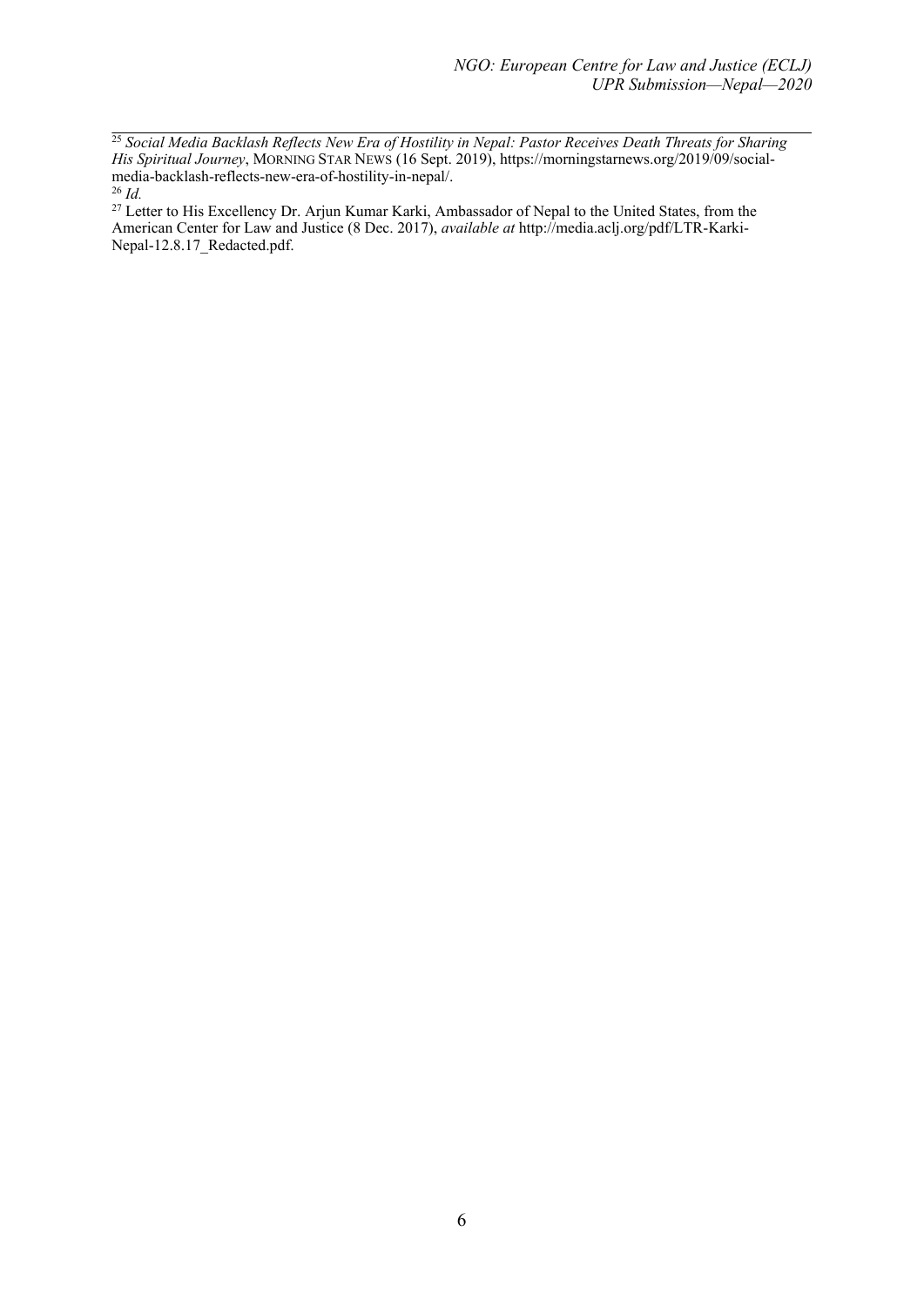[25] *Social Media Backlash Reflects New Era of Hostility in Nepal: Pastor Receives Death Threats for Sharing His Spiritual Journey*, MORNING STAR NEWS (16 Sept. 2019), https://morningstarnews.org/2019/09/social-media-backlash-reflects-new-era-of-hostility-in-nepal/.

[26] *Id.*

[27] Letter to His Excellency Dr. Arjun Kumar Karki, Ambassador of Nepal to the United States, from the American Center for Law and Justice (8 Dec. 2017), *available at* http://media.aclj.org/pdf/LTR-Karki-Nepal-12.8.17_Redacted.pdf.